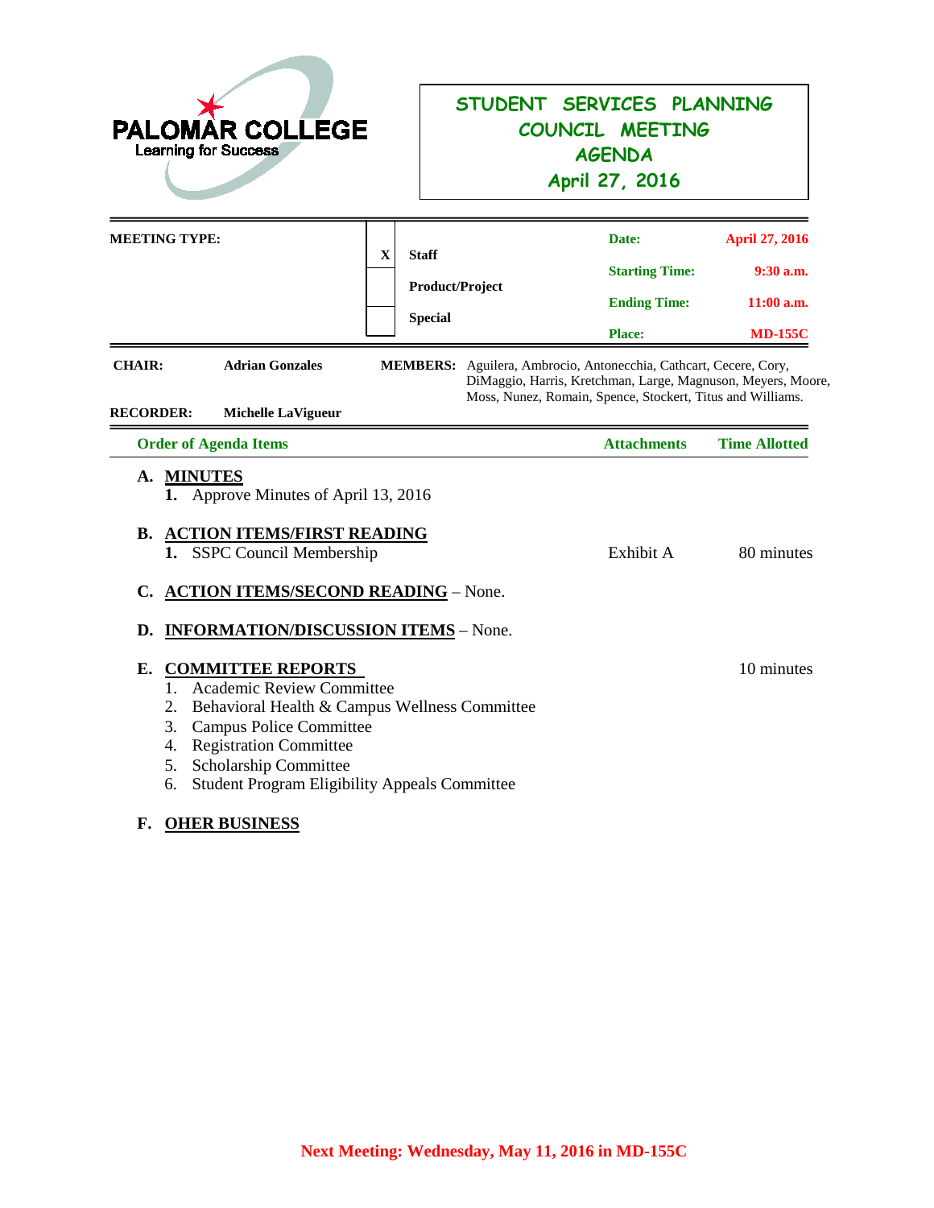PALOMAR COLLEGE
Learning for Success

# STUDENT SERVICES PLANNING COUNCIL MEETING AGENDA
## April 27, 2016

| MEETING TYPE: | | | | |
|---|---|---|---|---|
| | X | Staff | Date: | April 27, 2016 |
| | | Product/Project | Starting Time: | 9:30 a.m. |
| | | Special | Ending Time: | 11:00 a.m. |
| | | | Place: | MD-155C |

**CHAIR:** Adrian Gonzales

**MEMBERS:** Aguilera, Ambrocio, Antonecchia, Cathcart, Cecere, Cory, DiMaggio, Harris, Kretchman, Large, Magnuson, Meyers, Moore, Moss, Nunez, Romain, Spence, Stockert, Titus and Williams.

**RECORDER:** Michelle LaVigueur

| Order of Agenda Items | Attachments | Time Allotted |
|---|---|---|
| **A. MINUTES** | | |
| 1. Approve Minutes of April 13, 2016 | | |
| **B. ACTION ITEMS/FIRST READING** | | |
| 1. SSPC Council Membership | Exhibit A | 80 minutes |
| **C. ACTION ITEMS/SECOND READING** – None. | | |
| **D. INFORMATION/DISCUSSION ITEMS** – None. | | |
| **E. COMMITTEE REPORTS** | | 10 minutes |
| 1. Academic Review Committee | | |
| 2. Behavioral Health & Campus Wellness Committee | | |
| 3. Campus Police Committee | | |
| 4. Registration Committee | | |
| 5. Scholarship Committee | | |
| 6. Student Program Eligibility Appeals Committee | | |
| **F. OHER BUSINESS** | | |

**Next Meeting: Wednesday, May 11, 2016 in MD-155C**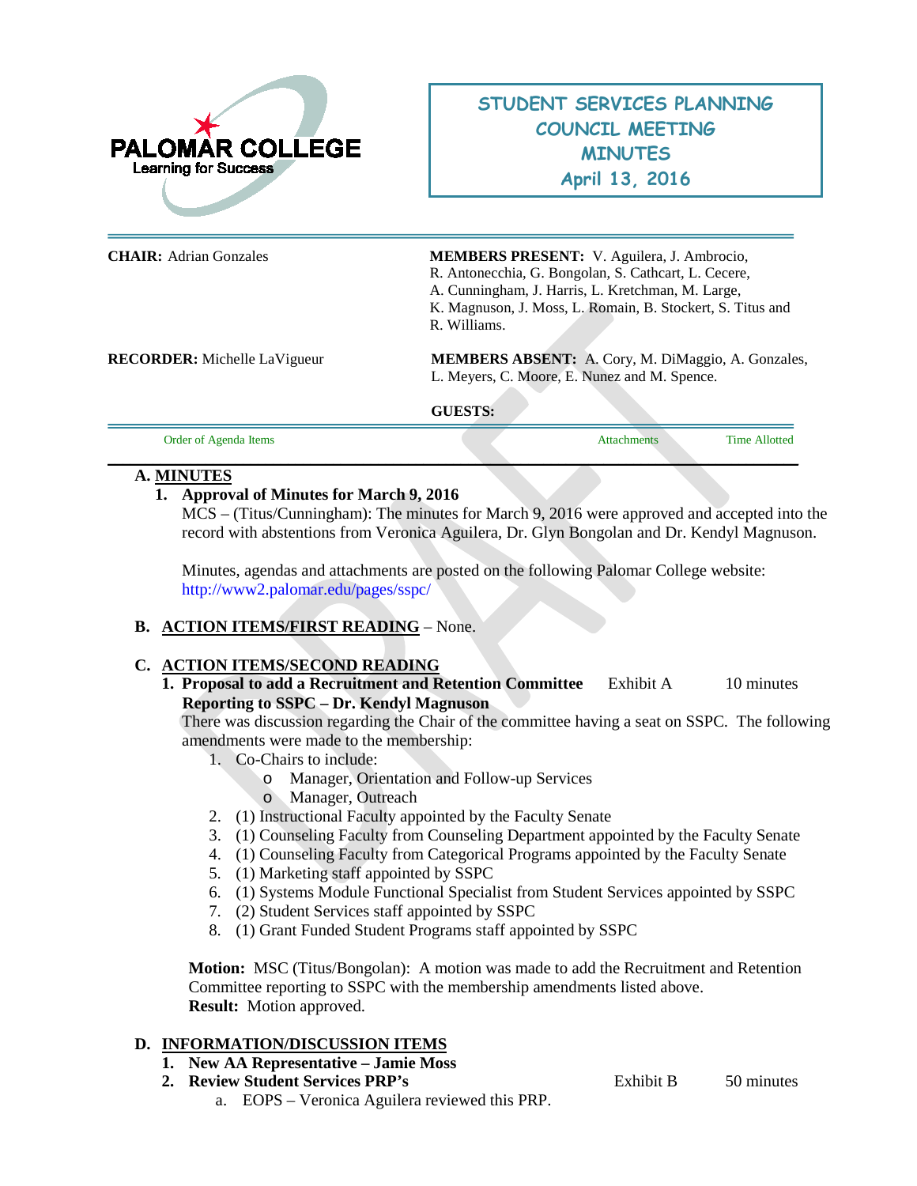PALOMAR COLLEGE
Learning for Success

# STUDENT SERVICES PLANNING COUNCIL MEETING MINUTES
## April 13, 2016

| | |
|---|---|
| **CHAIR:** Adrian Gonzales | **MEMBERS PRESENT:** V. Aguilera, J. Ambrocio, R. Antonecchia, G. Bongolan, S. Cathcart, L. Cecere, A. Cunningham, J. Harris, L. Kretchman, M. Large, K. Magnuson, J. Moss, L. Romain, B. Stockert, S. Titus and R. Williams. |
| **RECORDER:** Michelle LaVigueur | **MEMBERS ABSENT:** A. Cory, M. DiMaggio, A. Gonzales, L. Meyers, C. Moore, E. Nunez and M. Spence. |
| | **GUESTS:** |

| Order of Agenda Items | Attachments | Time Allotted |
|---|---|---|

**A. MINUTES**

1. **Approval of Minutes for March 9, 2016**

   MCS – (Titus/Cunningham): The minutes for March 9, 2016 were approved and accepted into the record with abstentions from Veronica Aguilera, Dr. Glyn Bongolan and Dr. Kendyl Magnuson.

   Minutes, agendas and attachments are posted on the following Palomar College website: http://www2.palomar.edu/pages/sspc/

**B. ACTION ITEMS/FIRST READING** – None.

**C. ACTION ITEMS/SECOND READING**

1. **Proposal to add a Recruitment and Retention Committee Reporting to SSPC – Dr. Kendyl Magnuson** — Exhibit A — 10 minutes

   There was discussion regarding the Chair of the committee having a seat on SSPC. The following amendments were made to the membership:

   1. Co-Chairs to include:
      - Manager, Orientation and Follow-up Services
      - Manager, Outreach
   2. (1) Instructional Faculty appointed by the Faculty Senate
   3. (1) Counseling Faculty from Counseling Department appointed by the Faculty Senate
   4. (1) Counseling Faculty from Categorical Programs appointed by the Faculty Senate
   5. (1) Marketing staff appointed by SSPC
   6. (1) Systems Module Functional Specialist from Student Services appointed by SSPC
   7. (2) Student Services staff appointed by SSPC
   8. (1) Grant Funded Student Programs staff appointed by SSPC

   **Motion:** MSC (Titus/Bongolan): A motion was made to add the Recruitment and Retention Committee reporting to SSPC with the membership amendments listed above.
   **Result:** Motion approved.

**D. INFORMATION/DISCUSSION ITEMS**

1. **New AA Representative – Jamie Moss**
2. **Review Student Services PRP's** — Exhibit B — 50 minutes
   a. EOPS – Veronica Aguilera reviewed this PRP.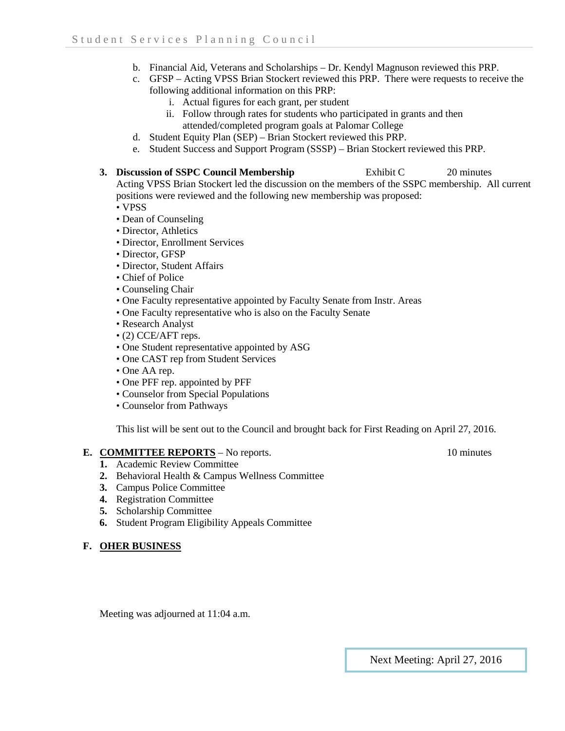b. Financial Aid, Veterans and Scholarships – Dr. Kendyl Magnuson reviewed this PRP.
c. GFSP – Acting VPSS Brian Stockert reviewed this PRP. There were requests to receive the following additional information on this PRP:
   i. Actual figures for each grant, per student
   ii. Follow through rates for students who participated in grants and then attended/completed program goals at Palomar College
d. Student Equity Plan (SEP) – Brian Stockert reviewed this PRP.
e. Student Success and Support Program (SSSP) – Brian Stockert reviewed this PRP.

**3. Discussion of SSPC Council Membership** Exhibit C 20 minutes

Acting VPSS Brian Stockert led the discussion on the members of the SSPC membership. All current positions were reviewed and the following new membership was proposed:

- VPSS
- Dean of Counseling
- Director, Athletics
- Director, Enrollment Services
- Director, GFSP
- Director, Student Affairs
- Chief of Police
- Counseling Chair
- One Faculty representative appointed by Faculty Senate from Instr. Areas
- One Faculty representative who is also on the Faculty Senate
- Research Analyst
- (2) CCE/AFT reps.
- One Student representative appointed by ASG
- One CAST rep from Student Services
- One AA rep.
- One PFF rep. appointed by PFF
- Counselor from Special Populations
- Counselor from Pathways

This list will be sent out to the Council and brought back for First Reading on April 27, 2016.

**E. COMMITTEE REPORTS** – No reports. 10 minutes

1. Academic Review Committee
2. Behavioral Health & Campus Wellness Committee
3. Campus Police Committee
4. Registration Committee
5. Scholarship Committee
6. Student Program Eligibility Appeals Committee

**F. OHER BUSINESS**

Meeting was adjourned at 11:04 a.m.

Next Meeting: April 27, 2016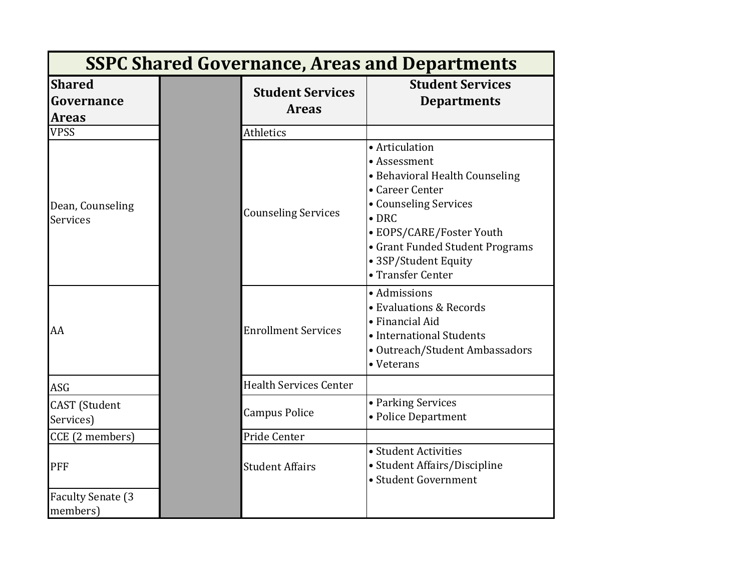# SSPC Shared Governance, Areas and Departments

| Shared Governance Areas | | Student Services Areas | Student Services Departments |
|---|---|---|---|
| VPSS | | Athletics | |
| Dean, Counseling Services | | Counseling Services | • Articulation<br>• Assessment<br>• Behavioral Health Counseling<br>• Career Center<br>• Counseling Services<br>• DRC<br>• EOPS/CARE/Foster Youth<br>• Grant Funded Student Programs<br>• 3SP/Student Equity<br>• Transfer Center |
| AA | | Enrollment Services | • Admissions<br>• Evaluations & Records<br>• Financial Aid<br>• International Students<br>• Outreach/Student Ambassadors<br>• Veterans |
| ASG | | Health Services Center | |
| CAST (Student Services) | | Campus Police | • Parking Services<br>• Police Department |
| CCE (2 members) | | Pride Center | |
| PFF<br>Faculty Senate (3 members) | | Student Affairs | • Student Activities<br>• Student Affairs/Discipline<br>• Student Government |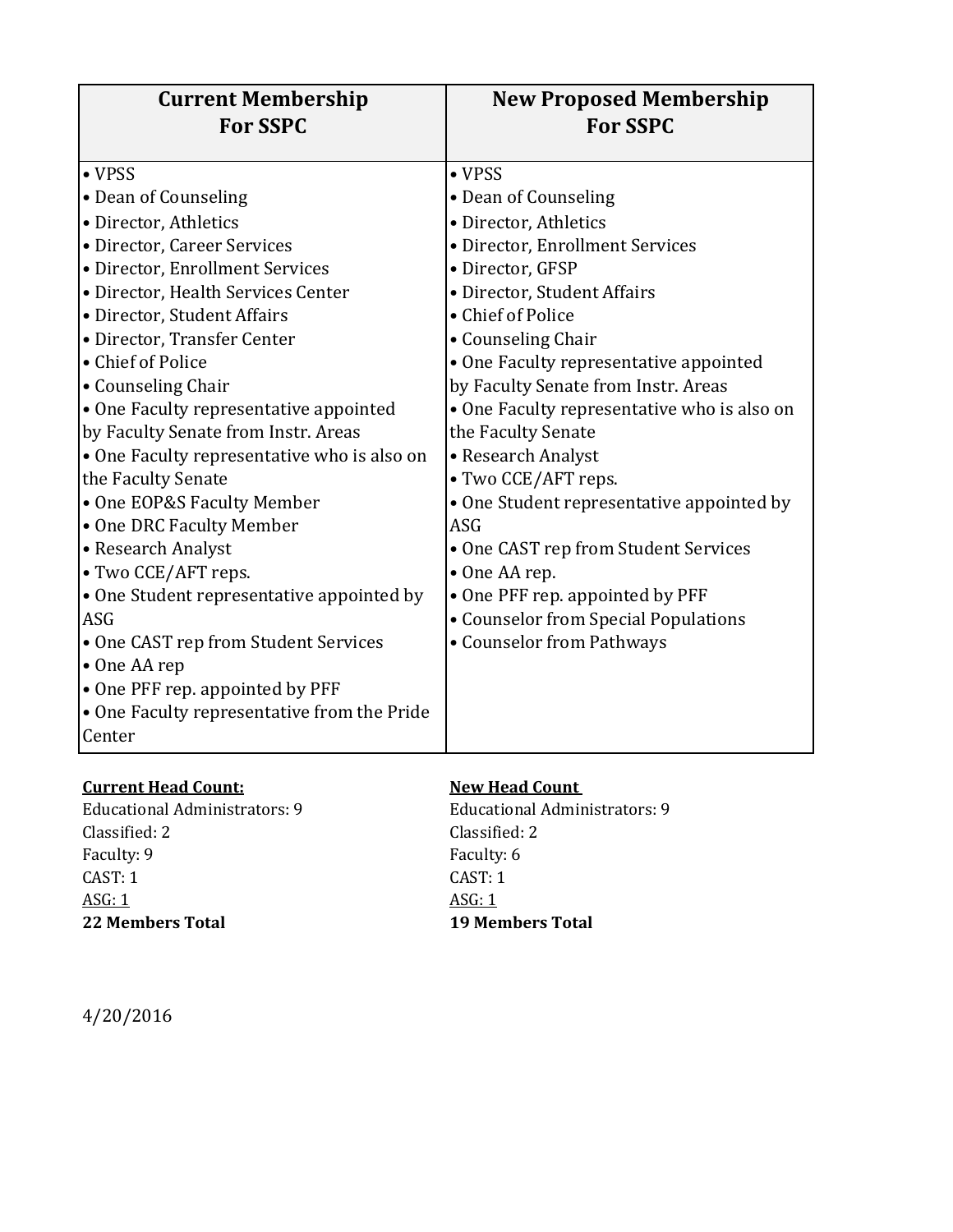| Current Membership For SSPC | New Proposed Membership For SSPC |
|---|---|
| • VPSS<br>• Dean of Counseling<br>• Director, Athletics<br>• Director, Career Services<br>• Director, Enrollment Services<br>• Director, Health Services Center<br>• Director, Student Affairs<br>• Director, Transfer Center<br>• Chief of Police<br>• Counseling Chair<br>• One Faculty representative appointed by Faculty Senate from Instr. Areas<br>• One Faculty representative who is also on the Faculty Senate<br>• One EOP&S Faculty Member<br>• One DRC Faculty Member<br>• Research Analyst<br>• Two CCE/AFT reps.<br>• One Student representative appointed by ASG<br>• One CAST rep from Student Services<br>• One AA rep<br>• One PFF rep. appointed by PFF<br>• One Faculty representative from the Pride Center | • VPSS<br>• Dean of Counseling<br>• Director, Athletics<br>• Director, Enrollment Services<br>• Director, GFSP<br>• Director, Student Affairs<br>• Chief of Police<br>• Counseling Chair<br>• One Faculty representative appointed by Faculty Senate from Instr. Areas<br>• One Faculty representative who is also on the Faculty Senate<br>• Research Analyst<br>• Two CCE/AFT reps.<br>• One Student representative appointed by ASG<br>• One CAST rep from Student Services<br>• One AA rep.<br>• One PFF rep. appointed by PFF<br>• Counselor from Special Populations<br>• Counselor from Pathways |

**Current Head Count:**

Educational Administrators: 9
Classified: 2
Faculty: 9
CAST: 1
ASG: 1
**22 Members Total**

**New Head Count**

Educational Administrators: 9
Classified: 2
Faculty: 6
CAST: 1
ASG: 1
**19 Members Total**

4/20/2016